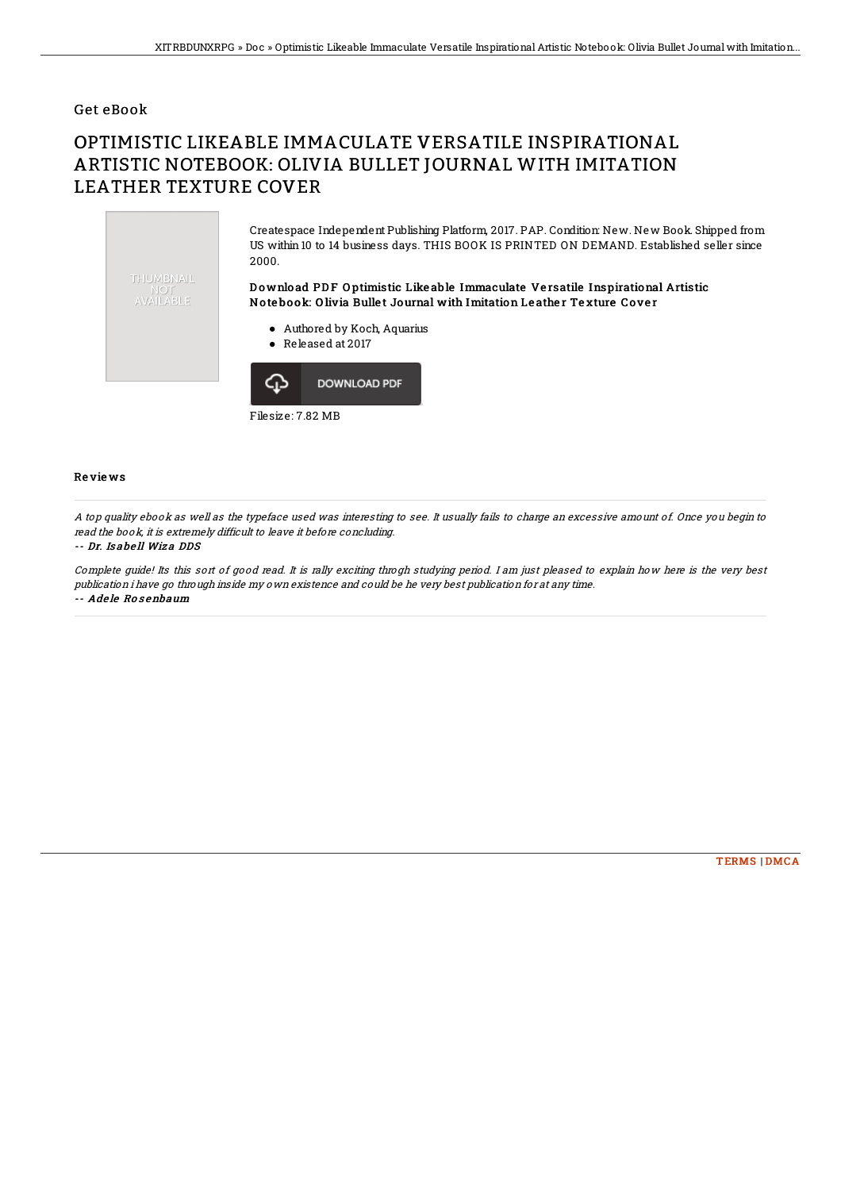Get eBook

# OPTIMISTIC LIKEABLE IMMACULATE VERSATILE INSPIRATIONAL ARTISTIC NOTEBOOK: OLIVIA BULLET JOURNAL WITH IMITATION LEATHER TEXTURE COVER

THUMBNAIL NOT AVAILABLE

Createspace Independent Publishing Platform, 2017. PAP. Condition: New. New Book. Shipped from US within 10 to 14 business days. THIS BOOK IS PRINTED ON DEMAND. Established seller since 2000.

### Download PDF Optimistic Likeable Immaculate Versatile Inspirational Artistic Notebook: Olivia Bullet Journal with Imitation Leather Texture Cover

- Authored by Koch, Aquarius
- Released at 2017

DOWNLOAD PDF

Filesize: 7.82 MB

## Reviews

*A top quality ebook as well as the typeface used was interesting to see. It usually fails to charge an excessive amount of. Once you begin to read the book, it is extremely difficult to leave it before concluding.*

*-- Dr. Isabell Wiza DDS*

*Complete guide! Its this sort of good read. It is rally exciting throgh studying period. I am just pleased to explain how here is the very best publication i have go through inside my own existence and could be he very best publication for at any time.*

*-- Adele Rosenbaum*

TERMS | DMCA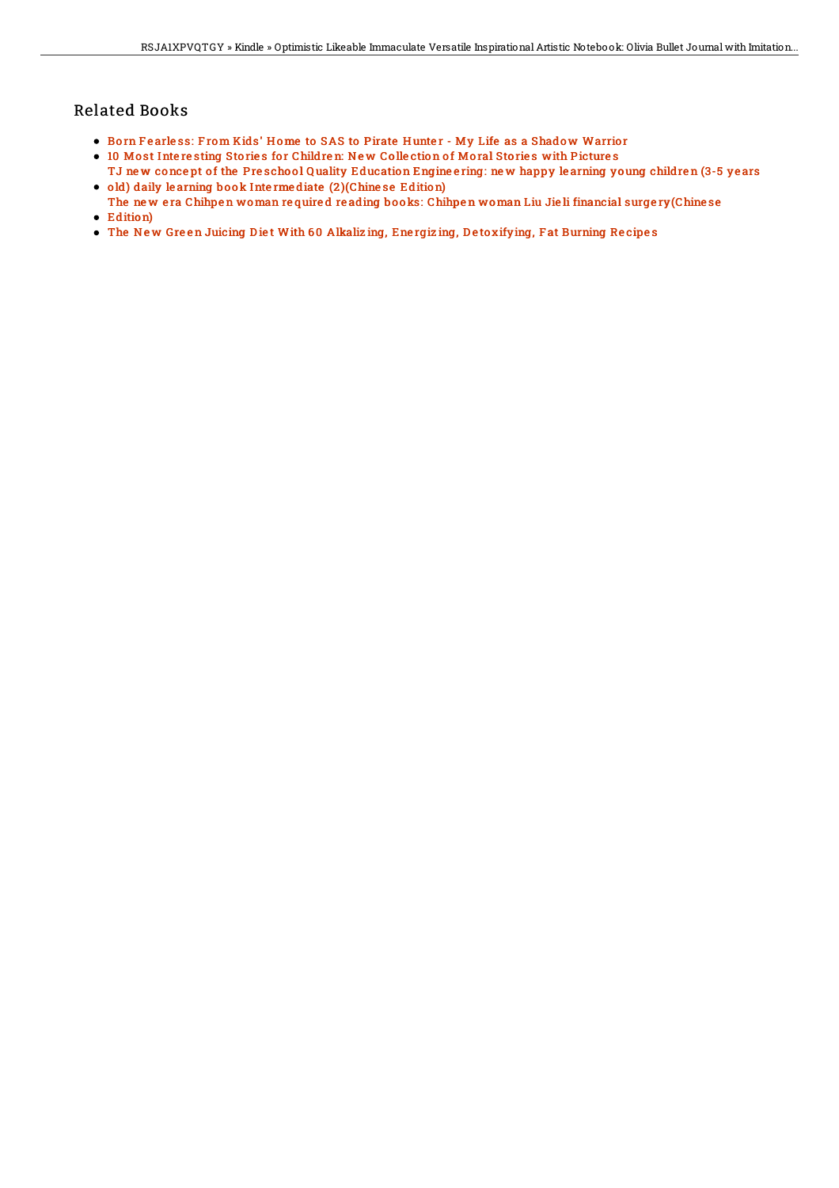## Related Books

- Born Fearless: From Kids' Home to SAS to Pirate Hunter - My Life as a Shadow Warrior
- 10 Most Interesting Stories for Children: New Collection of Moral Stories with Pictures
- TJ new concept of the Preschool Quality Education Engineering: new happy learning young children (3-5 years old) daily learning book Intermediate (2)(Chinese Edition)
- The new era Chihpen woman required reading books: Chihpen woman Liu Jieli financial surgery(Chinese Edition)
- The New Green Juicing Diet With 60 Alkalizing, Energizing, Detoxifying, Fat Burning Recipes